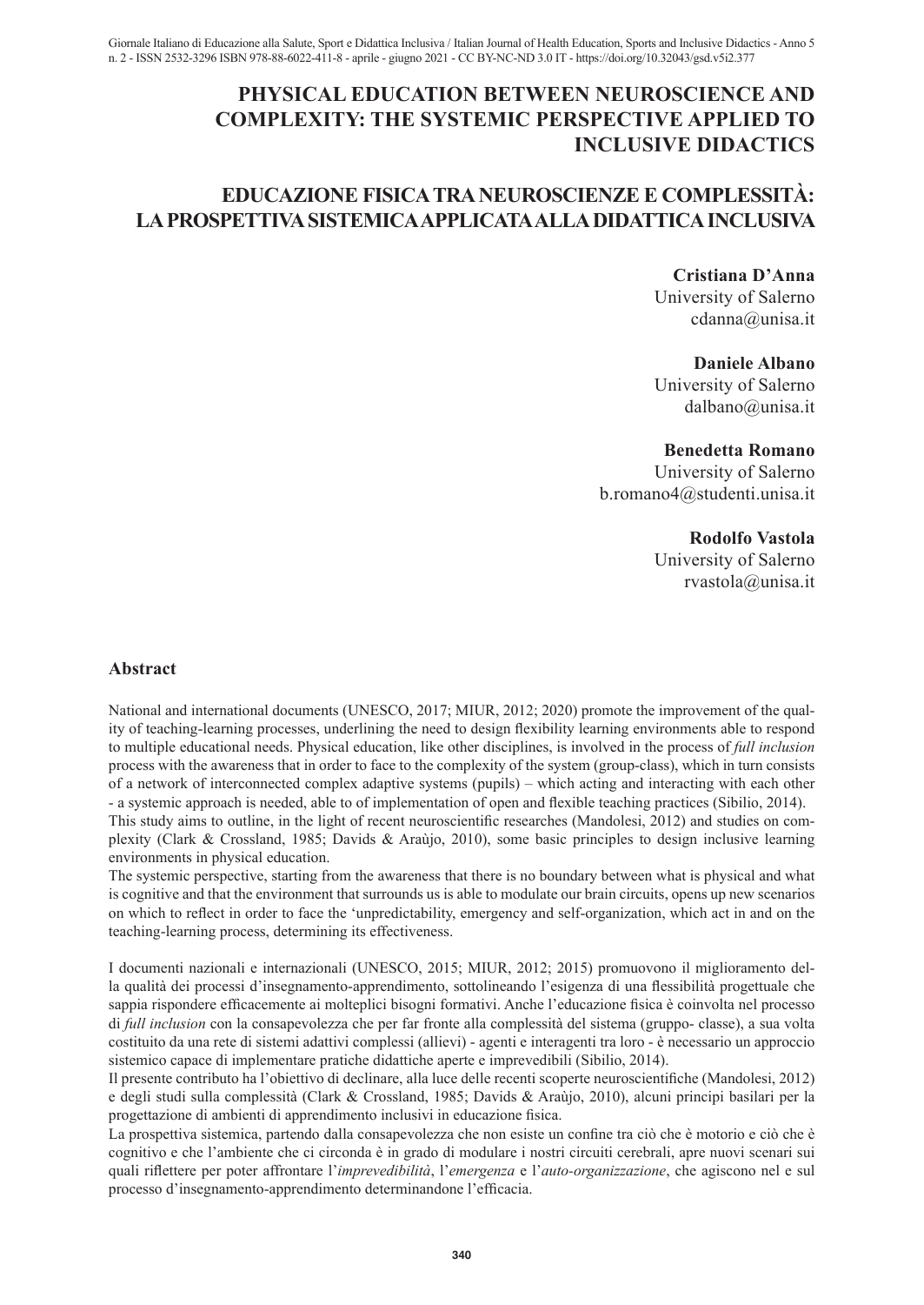# PHYSICAL EDUCATION BETWEEN NEUROSCIENCE AND COMPLEXITY: THE SYSTEMIC PERSPECTIVE APPLIED TO INCLUSIVE DIDACTICS

# EDUCAZIONE FISICA TRA NEUROSCIENZE E COMPLESSITÀ: LA PROSPETTIVA SISTEMICA APPLICATA ALLA DIDATTICA INCLUSIVA

**Cristiana D'Anna**
University of Salerno
cdanna@unisa.it

**Daniele Albano**
University of Salerno
dalbano@unisa.it

**Benedetta Romano**
University of Salerno
b.romano4@studenti.unisa.it

**Rodolfo Vastola**
University of Salerno
rvastola@unisa.it

## Abstract

National and international documents (UNESCO, 2017; MIUR, 2012; 2020) promote the improvement of the quality of teaching-learning processes, underlining the need to design flexibility learning environments able to respond to multiple educational needs. Physical education, like other disciplines, is involved in the process of *full inclusion* process with the awareness that in order to face to the complexity of the system (group-class), which in turn consists of a network of interconnected complex adaptive systems (pupils) – which acting and interacting with each other - a systemic approach is needed, able to of implementation of open and flexible teaching practices (Sibilio, 2014).
This study aims to outline, in the light of recent neuroscientific researches (Mandolesi, 2012) and studies on complexity (Clark & Crossland, 1985; Davids & Araùjo, 2010), some basic principles to design inclusive learning environments in physical education.
The systemic perspective, starting from the awareness that there is no boundary between what is physical and what is cognitive and that the environment that surrounds us is able to modulate our brain circuits, opens up new scenarios on which to reflect in order to face the 'unpredictability, emergency and self-organization, which act in and on the teaching-learning process, determining its effectiveness.

I documenti nazionali e internazionali (UNESCO, 2015; MIUR, 2012; 2015) promuovono il miglioramento della qualità dei processi d'insegnamento-apprendimento, sottolineando l'esigenza di una flessibilità progettuale che sappia rispondere efficacemente ai molteplici bisogni formativi. Anche l'educazione fisica è coinvolta nel processo di *full inclusion* con la consapevolezza che per far fronte alla complessità del sistema (gruppo- classe), a sua volta costituito da una rete di sistemi adattivi complessi (allievi) - agenti e interagenti tra loro - è necessario un approccio sistemico capace di implementare pratiche didattiche aperte e imprevedibili (Sibilio, 2014).
Il presente contributo ha l'obiettivo di declinare, alla luce delle recenti scoperte neuroscientifiche (Mandolesi, 2012) e degli studi sulla complessità (Clark & Crossland, 1985; Davids & Araùjo, 2010), alcuni principi basilari per la progettazione di ambienti di apprendimento inclusivi in educazione fisica.
La prospettiva sistemica, partendo dalla consapevolezza che non esiste un confine tra ciò che è motorio e ciò che è cognitivo e che l'ambiente che ci circonda è in grado di modulare i nostri circuiti cerebrali, apre nuovi scenari sui quali riflettere per poter affrontare l'*imprevedibilità*, l'*emergenza* e l'*auto-organizzazione*, che agiscono nel e sul processo d'insegnamento-apprendimento determinandone l'efficacia.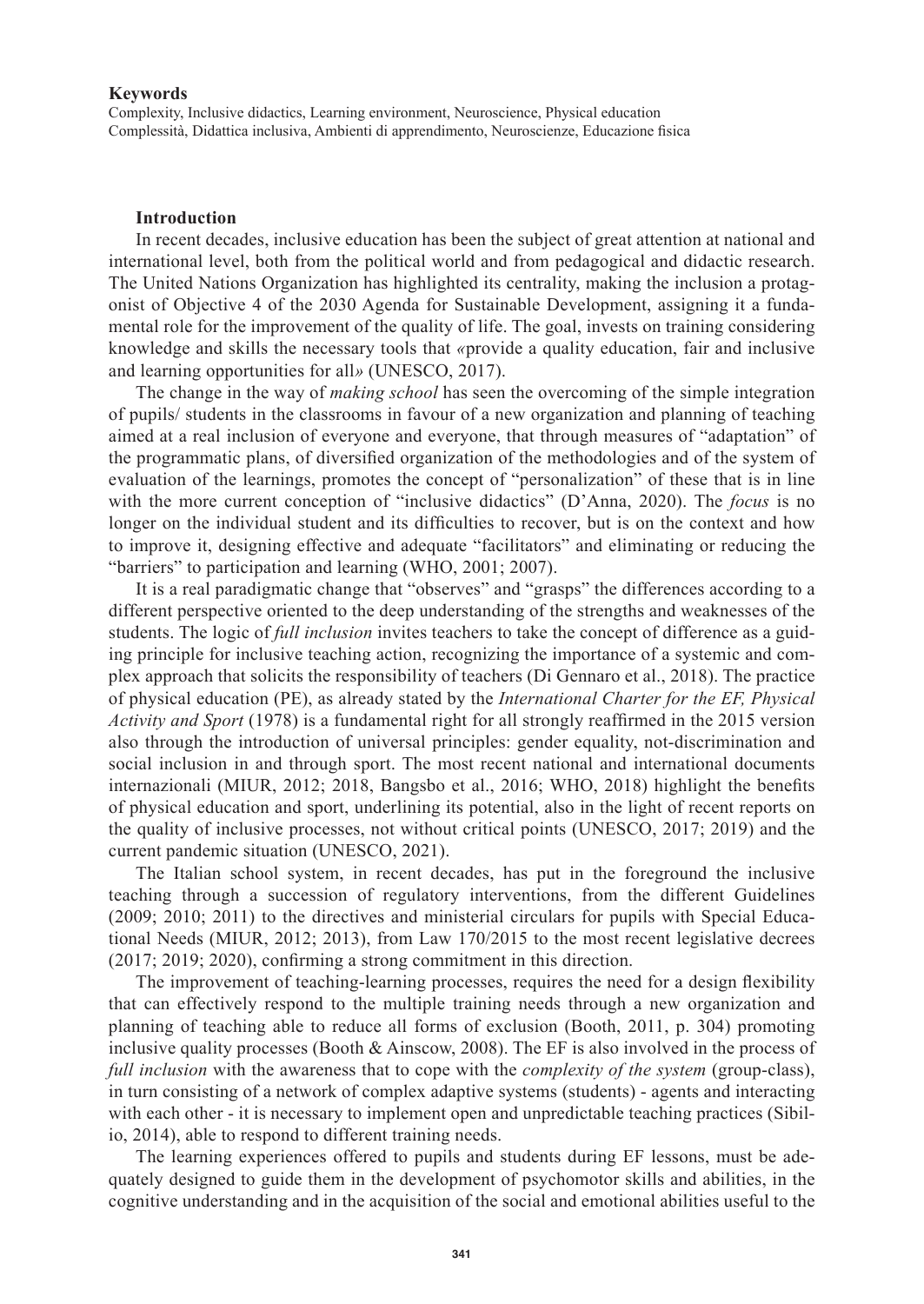**Keywords**

Complexity, Inclusive didactics, Learning environment, Neuroscience, Physical education
Complessità, Didattica inclusiva, Ambienti di apprendimento, Neuroscienze, Educazione fisica

## Introduction

In recent decades, inclusive education has been the subject of great attention at national and international level, both from the political world and from pedagogical and didactic research. The United Nations Organization has highlighted its centrality, making the inclusion a protagonist of Objective 4 of the 2030 Agenda for Sustainable Development, assigning it a fundamental role for the improvement of the quality of life. The goal, invests on training considering knowledge and skills the necessary tools that «provide a quality education, fair and inclusive and learning opportunities for all» (UNESCO, 2017).

The change in the way of *making school* has seen the overcoming of the simple integration of pupils/ students in the classrooms in favour of a new organization and planning of teaching aimed at a real inclusion of everyone and everyone, that through measures of "adaptation" of the programmatic plans, of diversified organization of the methodologies and of the system of evaluation of the learnings, promotes the concept of "personalization" of these that is in line with the more current conception of "inclusive didactics" (D'Anna, 2020). The *focus* is no longer on the individual student and its difficulties to recover, but is on the context and how to improve it, designing effective and adequate "facilitators" and eliminating or reducing the "barriers" to participation and learning (WHO, 2001; 2007).

It is a real paradigmatic change that "observes" and "grasps" the differences according to a different perspective oriented to the deep understanding of the strengths and weaknesses of the students. The logic of *full inclusion* invites teachers to take the concept of difference as a guiding principle for inclusive teaching action, recognizing the importance of a systemic and complex approach that solicits the responsibility of teachers (Di Gennaro et al., 2018). The practice of physical education (PE), as already stated by the *International Charter for the EF, Physical Activity and Sport* (1978) is a fundamental right for all strongly reaffirmed in the 2015 version also through the introduction of universal principles: gender equality, not-discrimination and social inclusion in and through sport. The most recent national and international documents internazionali (MIUR, 2012; 2018, Bangsbo et al., 2016; WHO, 2018) highlight the benefits of physical education and sport, underlining its potential, also in the light of recent reports on the quality of inclusive processes, not without critical points (UNESCO, 2017; 2019) and the current pandemic situation (UNESCO, 2021).

The Italian school system, in recent decades, has put in the foreground the inclusive teaching through a succession of regulatory interventions, from the different Guidelines (2009; 2010; 2011) to the directives and ministerial circulars for pupils with Special Educational Needs (MIUR, 2012; 2013), from Law 170/2015 to the most recent legislative decrees (2017; 2019; 2020), confirming a strong commitment in this direction.

The improvement of teaching-learning processes, requires the need for a design flexibility that can effectively respond to the multiple training needs through a new organization and planning of teaching able to reduce all forms of exclusion (Booth, 2011, p. 304) promoting inclusive quality processes (Booth & Ainscow, 2008). The EF is also involved in the process of *full inclusion* with the awareness that to cope with the *complexity of the system* (group-class), in turn consisting of a network of complex adaptive systems (students) - agents and interacting with each other - it is necessary to implement open and unpredictable teaching practices (Sibilio, 2014), able to respond to different training needs.

The learning experiences offered to pupils and students during EF lessons, must be adequately designed to guide them in the development of psychomotor skills and abilities, in the cognitive understanding and in the acquisition of the social and emotional abilities useful to the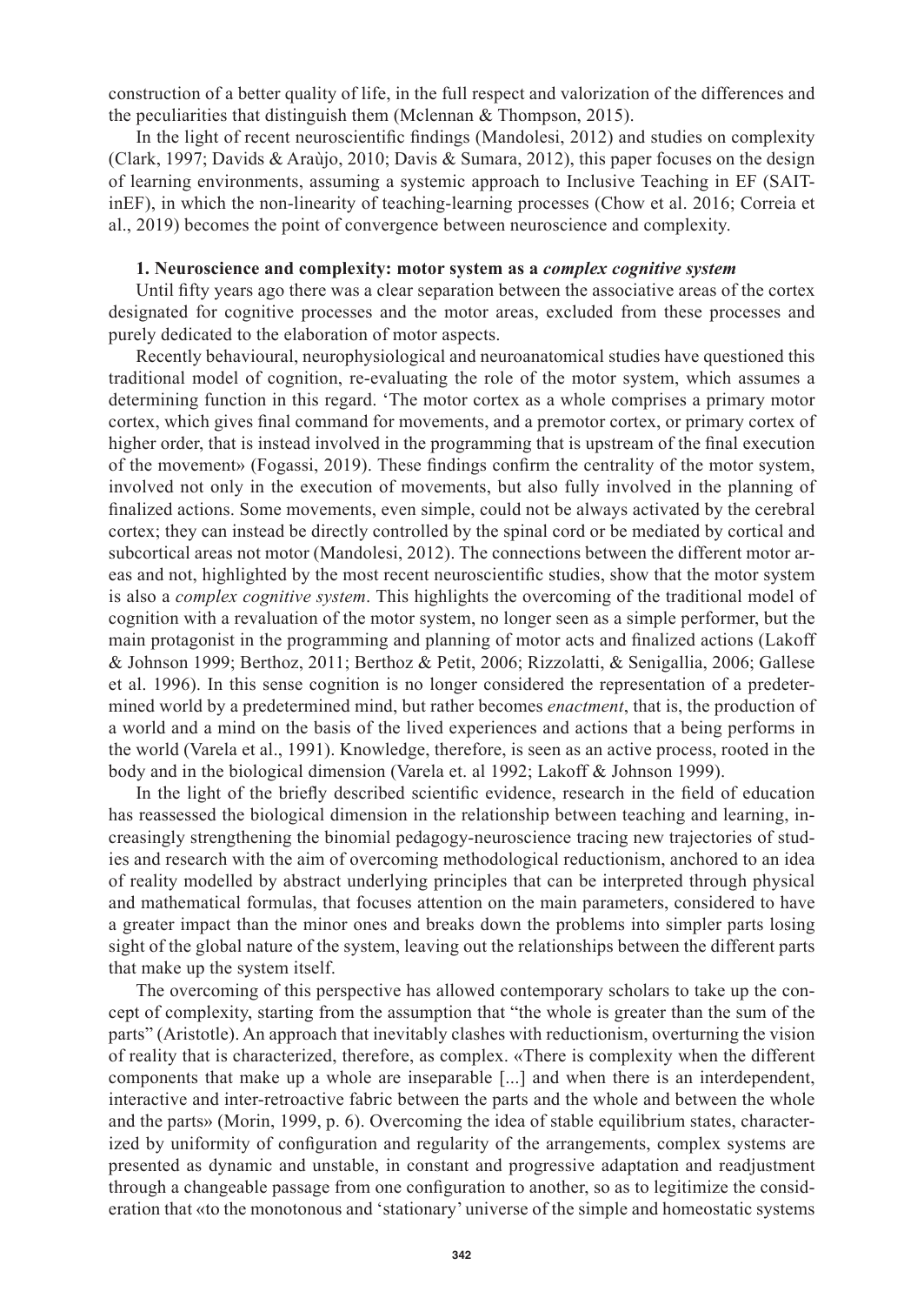construction of a better quality of life, in the full respect and valorization of the differences and the peculiarities that distinguish them (Mclennan & Thompson, 2015).

In the light of recent neuroscientific findings (Mandolesi, 2012) and studies on complexity (Clark, 1997; Davids & Araùjo, 2010; Davis & Sumara, 2012), this paper focuses on the design of learning environments, assuming a systemic approach to Inclusive Teaching in EF (SAIT-inEF), in which the non-linearity of teaching-learning processes (Chow et al. 2016; Correia et al., 2019) becomes the point of convergence between neuroscience and complexity.

## 1. Neuroscience and complexity: motor system as a *complex cognitive system*

Until fifty years ago there was a clear separation between the associative areas of the cortex designated for cognitive processes and the motor areas, excluded from these processes and purely dedicated to the elaboration of motor aspects.

Recently behavioural, neurophysiological and neuroanatomical studies have questioned this traditional model of cognition, re-evaluating the role of the motor system, which assumes a determining function in this regard. 'The motor cortex as a whole comprises a primary motor cortex, which gives final command for movements, and a premotor cortex, or primary cortex of higher order, that is instead involved in the programming that is upstream of the final execution of the movement» (Fogassi, 2019). These findings confirm the centrality of the motor system, involved not only in the execution of movements, but also fully involved in the planning of finalized actions. Some movements, even simple, could not be always activated by the cerebral cortex; they can instead be directly controlled by the spinal cord or be mediated by cortical and subcortical areas not motor (Mandolesi, 2012). The connections between the different motor areas and not, highlighted by the most recent neuroscientific studies, show that the motor system is also a *complex cognitive system*. This highlights the overcoming of the traditional model of cognition with a revaluation of the motor system, no longer seen as a simple performer, but the main protagonist in the programming and planning of motor acts and finalized actions (Lakoff & Johnson 1999; Berthoz, 2011; Berthoz & Petit, 2006; Rizzolatti, & Senigallia, 2006; Gallese et al. 1996). In this sense cognition is no longer considered the representation of a predetermined world by a predetermined mind, but rather becomes *enactment*, that is, the production of a world and a mind on the basis of the lived experiences and actions that a being performs in the world (Varela et al., 1991). Knowledge, therefore, is seen as an active process, rooted in the body and in the biological dimension (Varela et. al 1992; Lakoff & Johnson 1999).

In the light of the briefly described scientific evidence, research in the field of education has reassessed the biological dimension in the relationship between teaching and learning, increasingly strengthening the binomial pedagogy-neuroscience tracing new trajectories of studies and research with the aim of overcoming methodological reductionism, anchored to an idea of reality modelled by abstract underlying principles that can be interpreted through physical and mathematical formulas, that focuses attention on the main parameters, considered to have a greater impact than the minor ones and breaks down the problems into simpler parts losing sight of the global nature of the system, leaving out the relationships between the different parts that make up the system itself.

The overcoming of this perspective has allowed contemporary scholars to take up the concept of complexity, starting from the assumption that "the whole is greater than the sum of the parts" (Aristotle). An approach that inevitably clashes with reductionism, overturning the vision of reality that is characterized, therefore, as complex. «There is complexity when the different components that make up a whole are inseparable [...] and when there is an interdependent, interactive and inter-retroactive fabric between the parts and the whole and between the whole and the parts» (Morin, 1999, p. 6). Overcoming the idea of stable equilibrium states, characterized by uniformity of configuration and regularity of the arrangements, complex systems are presented as dynamic and unstable, in constant and progressive adaptation and readjustment through a changeable passage from one configuration to another, so as to legitimize the consideration that «to the monotonous and 'stationary' universe of the simple and homeostatic systems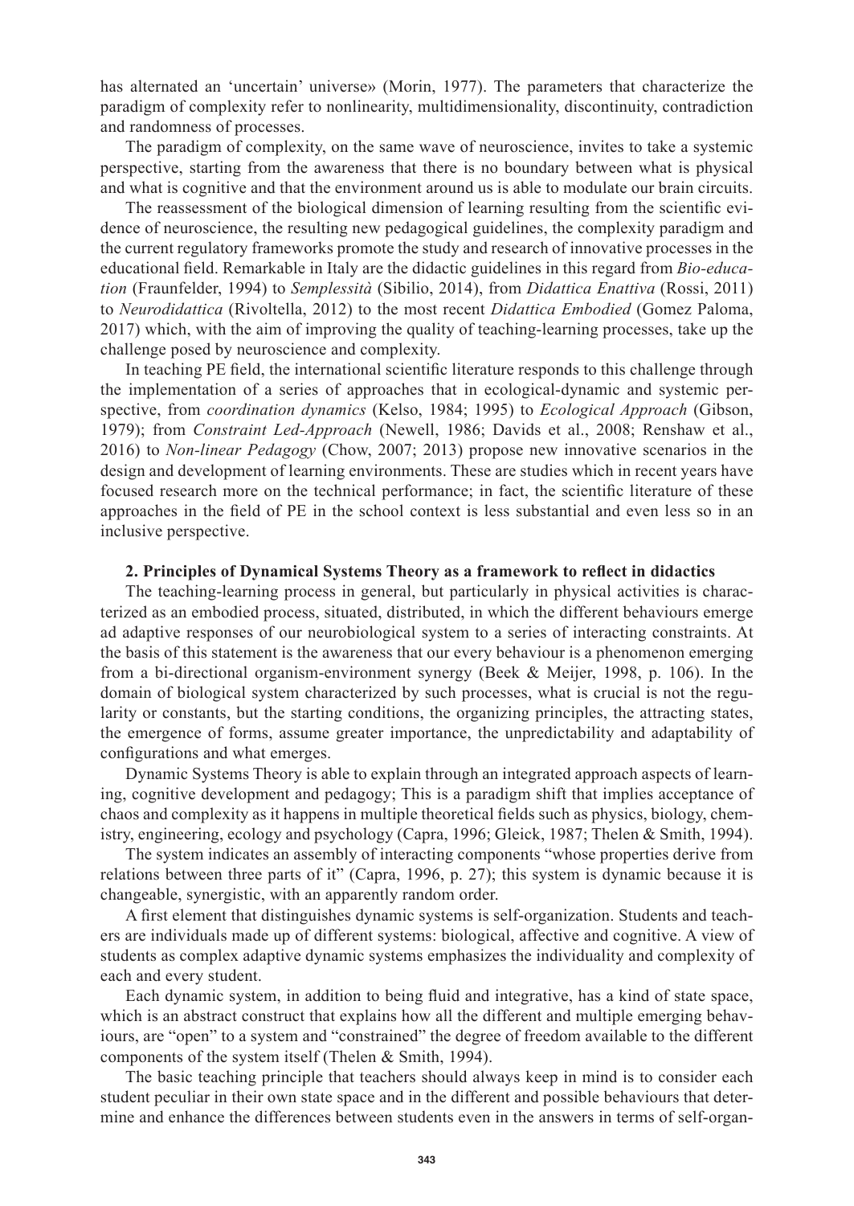has alternated an 'uncertain' universe» (Morin, 1977). The parameters that characterize the paradigm of complexity refer to nonlinearity, multidimensionality, discontinuity, contradiction and randomness of processes.

The paradigm of complexity, on the same wave of neuroscience, invites to take a systemic perspective, starting from the awareness that there is no boundary between what is physical and what is cognitive and that the environment around us is able to modulate our brain circuits.

The reassessment of the biological dimension of learning resulting from the scientific evidence of neuroscience, the resulting new pedagogical guidelines, the complexity paradigm and the current regulatory frameworks promote the study and research of innovative processes in the educational field. Remarkable in Italy are the didactic guidelines in this regard from *Bio-education* (Fraunfelder, 1994) to *Semplessità* (Sibilio, 2014), from *Didattica Enattiva* (Rossi, 2011) to *Neurodidattica* (Rivoltella, 2012) to the most recent *Didattica Embodied* (Gomez Paloma, 2017) which, with the aim of improving the quality of teaching-learning processes, take up the challenge posed by neuroscience and complexity.

In teaching PE field, the international scientific literature responds to this challenge through the implementation of a series of approaches that in ecological-dynamic and systemic perspective, from *coordination dynamics* (Kelso, 1984; 1995) to *Ecological Approach* (Gibson, 1979); from *Constraint Led-Approach* (Newell, 1986; Davids et al., 2008; Renshaw et al., 2016) to *Non-linear Pedagogy* (Chow, 2007; 2013) propose new innovative scenarios in the design and development of learning environments. These are studies which in recent years have focused research more on the technical performance; in fact, the scientific literature of these approaches in the field of PE in the school context is less substantial and even less so in an inclusive perspective.

## 2. Principles of Dynamical Systems Theory as a framework to reflect in didactics

The teaching-learning process in general, but particularly in physical activities is characterized as an embodied process, situated, distributed, in which the different behaviours emerge ad adaptive responses of our neurobiological system to a series of interacting constraints. At the basis of this statement is the awareness that our every behaviour is a phenomenon emerging from a bi-directional organism-environment synergy (Beek & Meijer, 1998, p. 106). In the domain of biological system characterized by such processes, what is crucial is not the regularity or constants, but the starting conditions, the organizing principles, the attracting states, the emergence of forms, assume greater importance, the unpredictability and adaptability of configurations and what emerges.

Dynamic Systems Theory is able to explain through an integrated approach aspects of learning, cognitive development and pedagogy; This is a paradigm shift that implies acceptance of chaos and complexity as it happens in multiple theoretical fields such as physics, biology, chemistry, engineering, ecology and psychology (Capra, 1996; Gleick, 1987; Thelen & Smith, 1994).

The system indicates an assembly of interacting components "whose properties derive from relations between three parts of it" (Capra, 1996, p. 27); this system is dynamic because it is changeable, synergistic, with an apparently random order.

A first element that distinguishes dynamic systems is self-organization. Students and teachers are individuals made up of different systems: biological, affective and cognitive. A view of students as complex adaptive dynamic systems emphasizes the individuality and complexity of each and every student.

Each dynamic system, in addition to being fluid and integrative, has a kind of state space, which is an abstract construct that explains how all the different and multiple emerging behaviours, are "open" to a system and "constrained" the degree of freedom available to the different components of the system itself (Thelen & Smith, 1994).

The basic teaching principle that teachers should always keep in mind is to consider each student peculiar in their own state space and in the different and possible behaviours that determine and enhance the differences between students even in the answers in terms of self-organ-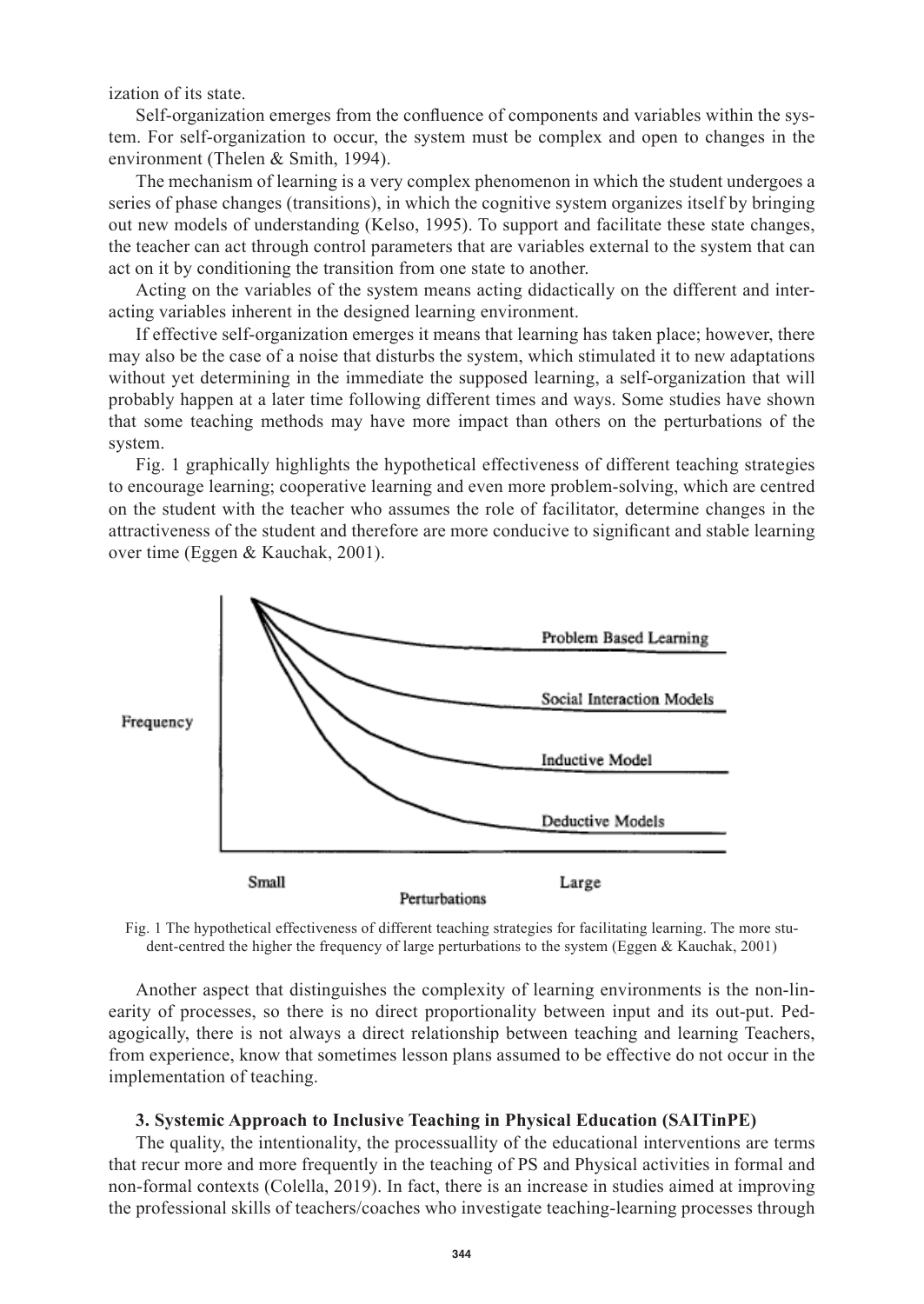ization of its state.

Self-organization emerges from the confluence of components and variables within the system. For self-organization to occur, the system must be complex and open to changes in the environment (Thelen & Smith, 1994).

The mechanism of learning is a very complex phenomenon in which the student undergoes a series of phase changes (transitions), in which the cognitive system organizes itself by bringing out new models of understanding (Kelso, 1995). To support and facilitate these state changes, the teacher can act through control parameters that are variables external to the system that can act on it by conditioning the transition from one state to another.

Acting on the variables of the system means acting didactically on the different and interacting variables inherent in the designed learning environment.

If effective self-organization emerges it means that learning has taken place; however, there may also be the case of a noise that disturbs the system, which stimulated it to new adaptations without yet determining in the immediate the supposed learning, a self-organization that will probably happen at a later time following different times and ways. Some studies have shown that some teaching methods may have more impact than others on the perturbations of the system.

Fig. 1 graphically highlights the hypothetical effectiveness of different teaching strategies to encourage learning; cooperative learning and even more problem-solving, which are centred on the student with the teacher who assumes the role of facilitator, determine changes in the attractiveness of the student and therefore are more conducive to significant and stable learning over time (Eggen & Kauchak, 2001).

Fig. 1 The hypothetical effectiveness of different teaching strategies for facilitating learning. The more student-centred the higher the frequency of large perturbations to the system (Eggen & Kauchak, 2001)

Another aspect that distinguishes the complexity of learning environments is the non-linearity of processes, so there is no direct proportionality between input and its out-put. Pedagogically, there is not always a direct relationship between teaching and learning Teachers, from experience, know that sometimes lesson plans assumed to be effective do not occur in the implementation of teaching.

### 3. Systemic Approach to Inclusive Teaching in Physical Education (SAITinPE)

The quality, the intentionality, the processuallity of the educational interventions are terms that recur more and more frequently in the teaching of PS and Physical activities in formal and non-formal contexts (Colella, 2019). In fact, there is an increase in studies aimed at improving the professional skills of teachers/coaches who investigate teaching-learning processes through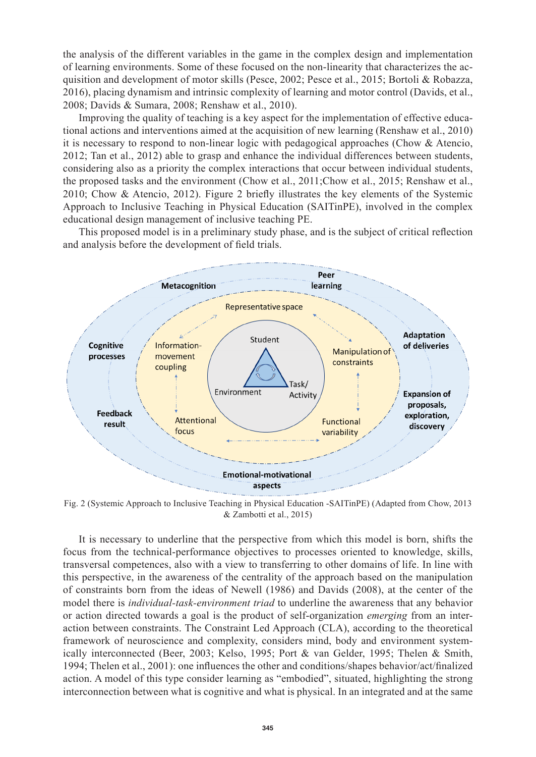the analysis of the different variables in the game in the complex design and implementation of learning environments. Some of these focused on the non-linearity that characterizes the acquisition and development of motor skills (Pesce, 2002; Pesce et al., 2015; Bortoli & Robazza, 2016), placing dynamism and intrinsic complexity of learning and motor control (Davids, et al., 2008; Davids & Sumara, 2008; Renshaw et al., 2010).

Improving the quality of teaching is a key aspect for the implementation of effective educational actions and interventions aimed at the acquisition of new learning (Renshaw et al., 2010) it is necessary to respond to non-linear logic with pedagogical approaches (Chow & Atencio, 2012; Tan et al., 2012) able to grasp and enhance the individual differences between students, considering also as a priority the complex interactions that occur between individual students, the proposed tasks and the environment (Chow et al., 2011;Chow et al., 2015; Renshaw et al., 2010; Chow & Atencio, 2012). Figure 2 briefly illustrates the key elements of the Systemic Approach to Inclusive Teaching in Physical Education (SAITinPE), involved in the complex educational design management of inclusive teaching PE.

This proposed model is in a preliminary study phase, and is the subject of critical reflection and analysis before the development of field trials.

Fig. 2 (Systemic Approach to Inclusive Teaching in Physical Education -SAITinPE) (Adapted from Chow, 2013 & Zambotti et al., 2015)

It is necessary to underline that the perspective from which this model is born, shifts the focus from the technical-performance objectives to processes oriented to knowledge, skills, transversal competences, also with a view to transferring to other domains of life. In line with this perspective, in the awareness of the centrality of the approach based on the manipulation of constraints born from the ideas of Newell (1986) and Davids (2008), at the center of the model there is *individual-task-environment triad* to underline the awareness that any behavior or action directed towards a goal is the product of self-organization *emerging* from an interaction between constraints. The Constraint Led Approach (CLA), according to the theoretical framework of neuroscience and complexity, considers mind, body and environment systemically interconnected (Beer, 2003; Kelso, 1995; Port & van Gelder, 1995; Thelen & Smith, 1994; Thelen et al., 2001): one influences the other and conditions/shapes behavior/act/finalized action. A model of this type consider learning as "embodied", situated, highlighting the strong interconnection between what is cognitive and what is physical. In an integrated and at the same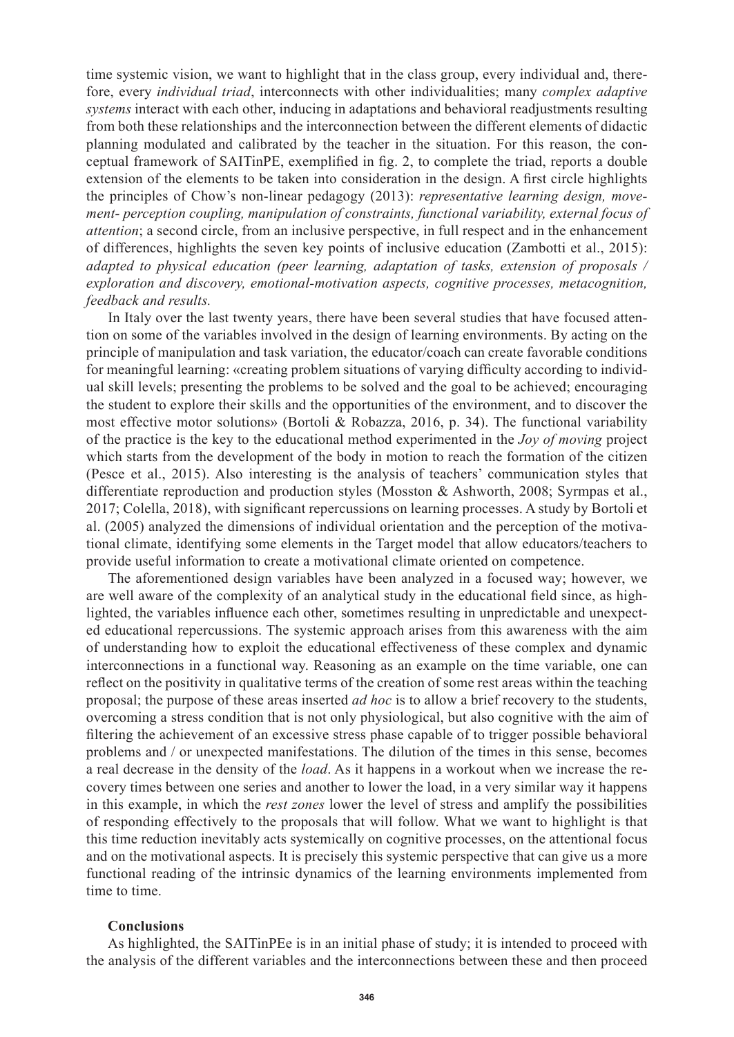time systemic vision, we want to highlight that in the class group, every individual and, therefore, every *individual triad*, interconnects with other individualities; many *complex adaptive systems* interact with each other, inducing in adaptations and behavioral readjustments resulting from both these relationships and the interconnection between the different elements of didactic planning modulated and calibrated by the teacher in the situation. For this reason, the conceptual framework of SAITinPE, exemplified in fig. 2, to complete the triad, reports a double extension of the elements to be taken into consideration in the design. A first circle highlights the principles of Chow's non-linear pedagogy (2013): *representative learning design, movement- perception coupling, manipulation of constraints, functional variability, external focus of attention*; a second circle, from an inclusive perspective, in full respect and in the enhancement of differences, highlights the seven key points of inclusive education (Zambotti et al., 2015): *adapted to physical education (peer learning, adaptation of tasks, extension of proposals / exploration and discovery, emotional-motivation aspects, cognitive processes, metacognition, feedback and results.*

In Italy over the last twenty years, there have been several studies that have focused attention on some of the variables involved in the design of learning environments. By acting on the principle of manipulation and task variation, the educator/coach can create favorable conditions for meaningful learning: «creating problem situations of varying difficulty according to individual skill levels; presenting the problems to be solved and the goal to be achieved; encouraging the student to explore their skills and the opportunities of the environment, and to discover the most effective motor solutions» (Bortoli & Robazza, 2016, p. 34). The functional variability of the practice is the key to the educational method experimented in the *Joy of moving* project which starts from the development of the body in motion to reach the formation of the citizen (Pesce et al., 2015). Also interesting is the analysis of teachers' communication styles that differentiate reproduction and production styles (Mosston & Ashworth, 2008; Syrmpas et al., 2017; Colella, 2018), with significant repercussions on learning processes. A study by Bortoli et al. (2005) analyzed the dimensions of individual orientation and the perception of the motivational climate, identifying some elements in the Target model that allow educators/teachers to provide useful information to create a motivational climate oriented on competence.

The aforementioned design variables have been analyzed in a focused way; however, we are well aware of the complexity of an analytical study in the educational field since, as highlighted, the variables influence each other, sometimes resulting in unpredictable and unexpected educational repercussions. The systemic approach arises from this awareness with the aim of understanding how to exploit the educational effectiveness of these complex and dynamic interconnections in a functional way. Reasoning as an example on the time variable, one can reflect on the positivity in qualitative terms of the creation of some rest areas within the teaching proposal; the purpose of these areas inserted *ad hoc* is to allow a brief recovery to the students, overcoming a stress condition that is not only physiological, but also cognitive with the aim of filtering the achievement of an excessive stress phase capable of to trigger possible behavioral problems and / or unexpected manifestations. The dilution of the times in this sense, becomes a real decrease in the density of the *load*. As it happens in a workout when we increase the recovery times between one series and another to lower the load, in a very similar way it happens in this example, in which the *rest zones* lower the level of stress and amplify the possibilities of responding effectively to the proposals that will follow. What we want to highlight is that this time reduction inevitably acts systemically on cognitive processes, on the attentional focus and on the motivational aspects. It is precisely this systemic perspective that can give us a more functional reading of the intrinsic dynamics of the learning environments implemented from time to time.

## Conclusions

As highlighted, the SAITinPEe is in an initial phase of study; it is intended to proceed with the analysis of the different variables and the interconnections between these and then proceed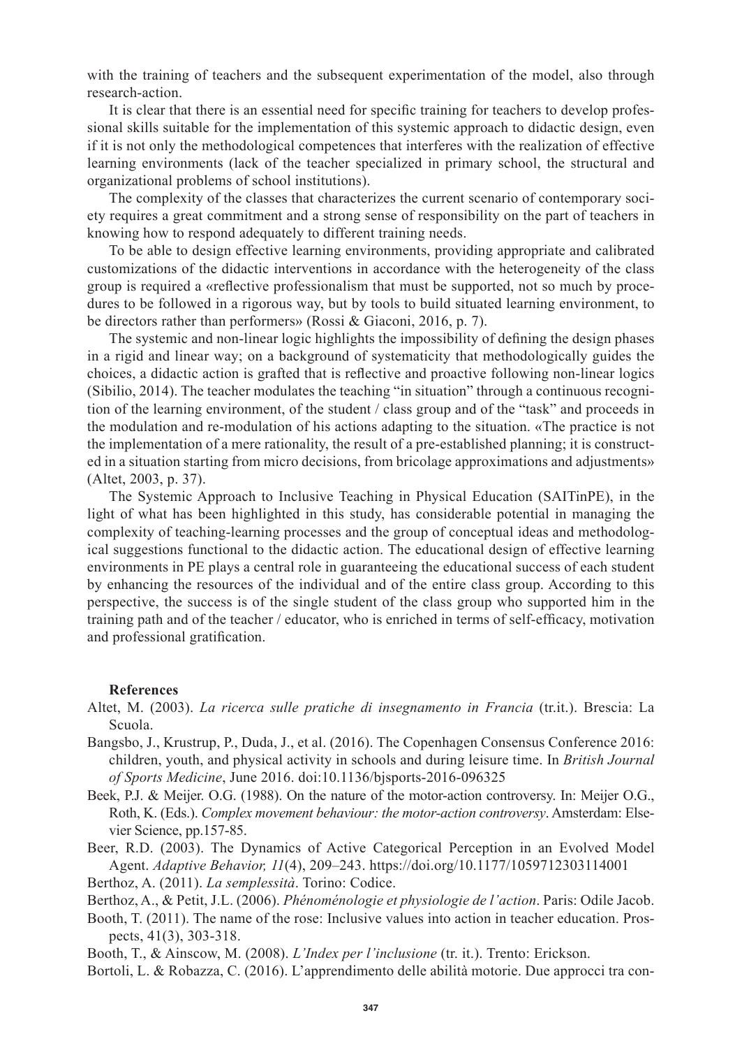with the training of teachers and the subsequent experimentation of the model, also through research-action.

It is clear that there is an essential need for specific training for teachers to develop professional skills suitable for the implementation of this systemic approach to didactic design, even if it is not only the methodological competences that interferes with the realization of effective learning environments (lack of the teacher specialized in primary school, the structural and organizational problems of school institutions).

The complexity of the classes that characterizes the current scenario of contemporary society requires a great commitment and a strong sense of responsibility on the part of teachers in knowing how to respond adequately to different training needs.

To be able to design effective learning environments, providing appropriate and calibrated customizations of the didactic interventions in accordance with the heterogeneity of the class group is required a «reflective professionalism that must be supported, not so much by procedures to be followed in a rigorous way, but by tools to build situated learning environment, to be directors rather than performers» (Rossi & Giaconi, 2016, p. 7).

The systemic and non-linear logic highlights the impossibility of defining the design phases in a rigid and linear way; on a background of systematicity that methodologically guides the choices, a didactic action is grafted that is reflective and proactive following non-linear logics (Sibilio, 2014). The teacher modulates the teaching "in situation" through a continuous recognition of the learning environment, of the student / class group and of the "task" and proceeds in the modulation and re-modulation of his actions adapting to the situation. «The practice is not the implementation of a mere rationality, the result of a pre-established planning; it is constructed in a situation starting from micro decisions, from bricolage approximations and adjustments» (Altet, 2003, p. 37).

The Systemic Approach to Inclusive Teaching in Physical Education (SAITinPE), in the light of what has been highlighted in this study, has considerable potential in managing the complexity of teaching-learning processes and the group of conceptual ideas and methodological suggestions functional to the didactic action. The educational design of effective learning environments in PE plays a central role in guaranteeing the educational success of each student by enhancing the resources of the individual and of the entire class group. According to this perspective, the success is of the single student of the class group who supported him in the training path and of the teacher / educator, who is enriched in terms of self-efficacy, motivation and professional gratification.

#### References

Altet, M. (2003). *La ricerca sulle pratiche di insegnamento in Francia* (tr.it.). Brescia: La Scuola.

Bangsbo, J., Krustrup, P., Duda, J., et al. (2016). The Copenhagen Consensus Conference 2016: children, youth, and physical activity in schools and during leisure time. In *British Journal of Sports Medicine*, June 2016. doi:10.1136/bjsports-2016-096325

Beek, P.J. & Meijer. O.G. (1988). On the nature of the motor-action controversy. In: Meijer O.G., Roth, K. (Eds.). *Complex movement behaviour: the motor-action controversy*. Amsterdam: Elsevier Science, pp.157-85.

Beer, R.D. (2003). The Dynamics of Active Categorical Perception in an Evolved Model Agent. *Adaptive Behavior, 11*(4), 209–243. https://doi.org/10.1177/1059712303114001

Berthoz, A. (2011). *La semplessità*. Torino: Codice.

Berthoz, A., & Petit, J.L. (2006). *Phénoménologie et physiologie de l'action*. Paris: Odile Jacob.

Booth, T. (2011). The name of the rose: Inclusive values into action in teacher education. Prospects, 41(3), 303-318.

Booth, T., & Ainscow, M. (2008). *L'Index per l'inclusione* (tr. it.). Trento: Erickson.

Bortoli, L. & Robazza, C. (2016). L'apprendimento delle abilità motorie. Due approcci tra con-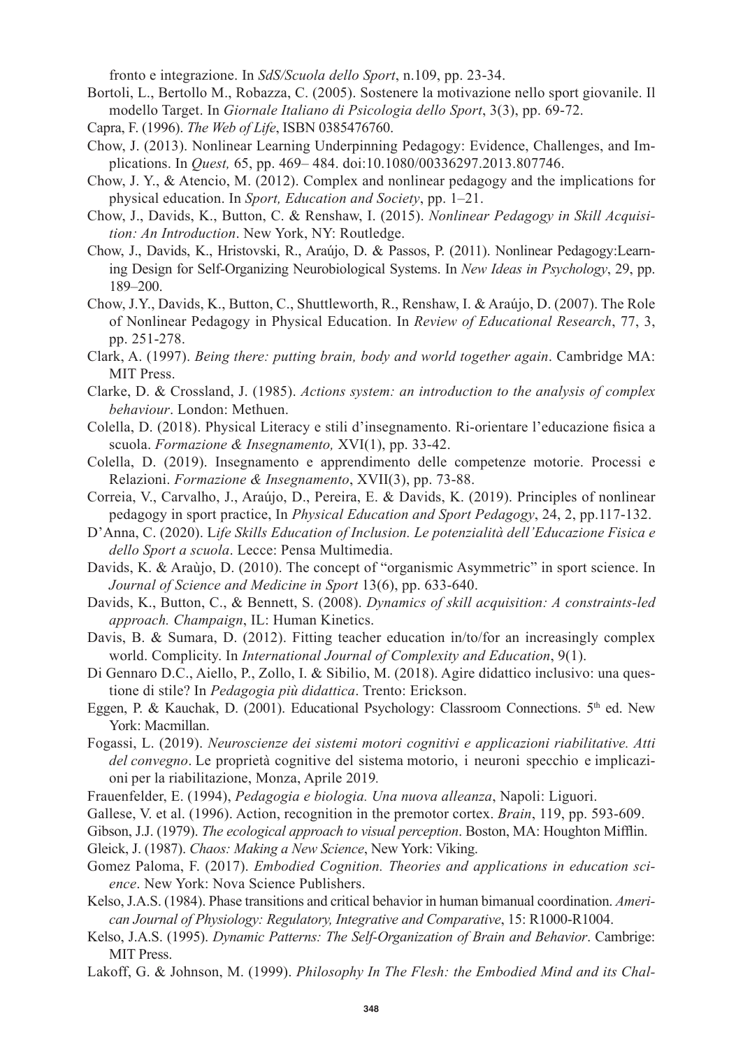fronto e integrazione. In *SdS/Scuola dello Sport*, n.109, pp. 23-34.

Bortoli, L., Bertollo M., Robazza, C. (2005). Sostenere la motivazione nello sport giovanile. Il modello Target. In *Giornale Italiano di Psicologia dello Sport*, 3(3), pp. 69-72.

Capra, F. (1996). *The Web of Life*, ISBN 0385476760.

Chow, J. (2013). Nonlinear Learning Underpinning Pedagogy: Evidence, Challenges, and Implications. In *Quest,* 65, pp. 469– 484. doi:10.1080/00336297.2013.807746.

Chow, J. Y., & Atencio, M. (2012). Complex and nonlinear pedagogy and the implications for physical education. In *Sport, Education and Society*, pp. 1–21.

Chow, J., Davids, K., Button, C. & Renshaw, I. (2015). *Nonlinear Pedagogy in Skill Acquisition: An Introduction*. New York, NY: Routledge.

Chow, J., Davids, K., Hristovski, R., Araújo, D. & Passos, P. (2011). Nonlinear Pedagogy:Learning Design for Self-Organizing Neurobiological Systems. In *New Ideas in Psychology*, 29, pp. 189–200.

Chow, J.Y., Davids, K., Button, C., Shuttleworth, R., Renshaw, I. & Araújo, D. (2007). The Role of Nonlinear Pedagogy in Physical Education. In *Review of Educational Research*, 77, 3, pp. 251-278.

Clark, A. (1997). *Being there: putting brain, body and world together again*. Cambridge MA: MIT Press.

Clarke, D. & Crossland, J. (1985). *Actions system: an introduction to the analysis of complex behaviour*. London: Methuen.

Colella, D. (2018). Physical Literacy e stili d'insegnamento. Ri-orientare l'educazione fisica a scuola. *Formazione & Insegnamento,* XVI(1), pp. 33-42.

Colella, D. (2019). Insegnamento e apprendimento delle competenze motorie. Processi e Relazioni. *Formazione & Insegnamento*, XVII(3), pp. 73-88.

Correia, V., Carvalho, J., Araújo, D., Pereira, E. & Davids, K. (2019). Principles of nonlinear pedagogy in sport practice, In *Physical Education and Sport Pedagogy*, 24, 2, pp.117-132.

D'Anna, C. (2020). L*ife Skills Education of Inclusion. Le potenzialità dell'Educazione Fisica e dello Sport a scuola*. Lecce: Pensa Multimedia.

Davids, K. & Araùjo, D. (2010). The concept of "organismic Asymmetric" in sport science. In *Journal of Science and Medicine in Sport* 13(6), pp. 633-640.

Davids, K., Button, C., & Bennett, S. (2008). *Dynamics of skill acquisition: A constraints-led approach. Champaign*, IL: Human Kinetics.

Davis, B. & Sumara, D. (2012). Fitting teacher education in/to/for an increasingly complex world. Complicity. In *International Journal of Complexity and Education*, 9(1).

Di Gennaro D.C., Aiello, P., Zollo, I. & Sibilio, M. (2018). Agire didattico inclusivo: una questione di stile? In *Pedagogia più didattica*. Trento: Erickson.

Eggen, P. & Kauchak, D. (2001). Educational Psychology: Classroom Connections. 5th ed. New York: Macmillan.

Fogassi, L. (2019). *Neuroscienze dei sistemi motori cognitivi e applicazioni riabilitative. Atti del convegno*. Le proprietà cognitive del sistema motorio, i neuroni specchio e implicazioni per la riabilitazione, Monza, Aprile 2019*.*

Frauenfelder, E. (1994), *Pedagogia e biologia. Una nuova alleanza*, Napoli: Liguori.

Gallese, V. et al. (1996). Action, recognition in the premotor cortex. *Brain*, 119, pp. 593-609.

Gibson, J.J. (1979). *The ecological approach to visual perception*. Boston, MA: Houghton Mifflin.

Gleick, J. (1987). *Chaos: Making a New Science*, New York: Viking.

Gomez Paloma, F. (2017). *Embodied Cognition. Theories and applications in education science*. New York: Nova Science Publishers.

Kelso, J.A.S. (1984). Phase transitions and critical behavior in human bimanual coordination. *American Journal of Physiology: Regulatory, Integrative and Comparative*, 15: R1000-R1004.

Kelso, J.A.S. (1995). *Dynamic Patterns: The Self-Organization of Brain and Behavior*. Cambrige: MIT Press.

Lakoff, G. & Johnson, M. (1999). *Philosophy In The Flesh: the Embodied Mind and its Chal-*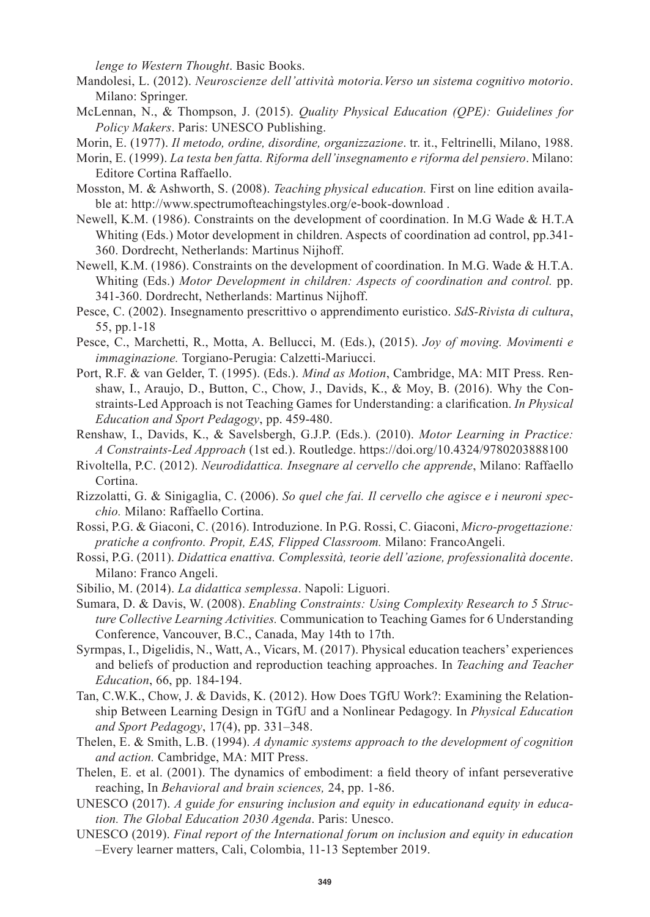*lenge to Western Thought*. Basic Books.

Mandolesi, L. (2012). *Neuroscienze dell'attività motoria.Verso un sistema cognitivo motorio*. Milano: Springer.

McLennan, N., & Thompson, J. (2015). *Quality Physical Education (QPE): Guidelines for Policy Makers*. Paris: UNESCO Publishing.

Morin, E. (1977). *Il metodo, ordine, disordine, organizzazione*. tr. it., Feltrinelli, Milano, 1988.

Morin, E. (1999). *La testa ben fatta. Riforma dell'insegnamento e riforma del pensiero*. Milano: Editore Cortina Raffaello.

Mosston, M. & Ashworth, S. (2008). *Teaching physical education.* First on line edition available at: http://www.spectrumofteachingstyles.org/e-book-download .

Newell, K.M. (1986). Constraints on the development of coordination. In M.G Wade & H.T.A Whiting (Eds.) Motor development in children. Aspects of coordination ad control, pp.341-360. Dordrecht, Netherlands: Martinus Nijhoff.

Newell, K.M. (1986). Constraints on the development of coordination. In M.G. Wade & H.T.A. Whiting (Eds.) *Motor Development in children: Aspects of coordination and control.* pp. 341-360. Dordrecht, Netherlands: Martinus Nijhoff.

Pesce, C. (2002). Insegnamento prescrittivo o apprendimento euristico. *SdS-Rivista di cultura*, 55, pp.1-18

Pesce, C., Marchetti, R., Motta, A. Bellucci, M. (Eds.), (2015). *Joy of moving. Movimenti e immaginazione.* Torgiano-Perugia: Calzetti-Mariucci.

Port, R.F. & van Gelder, T. (1995). (Eds.). *Mind as Motion*, Cambridge, MA: MIT Press. Renshaw, I., Araujo, D., Button, C., Chow, J., Davids, K., & Moy, B. (2016). Why the Constraints-Led Approach is not Teaching Games for Understanding: a clarification. *In Physical Education and Sport Pedagogy*, pp. 459-480.

Renshaw, I., Davids, K., & Savelsbergh, G.J.P. (Eds.). (2010). *Motor Learning in Practice: A Constraints-Led Approach* (1st ed.). Routledge. https://doi.org/10.4324/9780203888100

Rivoltella, P.C. (2012). *Neurodidattica. Insegnare al cervello che apprende*, Milano: Raffaello Cortina.

Rizzolatti, G. & Sinigaglia, C. (2006). *So quel che fai. Il cervello che agisce e i neuroni specchio.* Milano: Raffaello Cortina.

Rossi, P.G. & Giaconi, C. (2016). Introduzione. In P.G. Rossi, C. Giaconi, *Micro-progettazione: pratiche a confronto. Propit, EAS, Flipped Classroom.* Milano: FrancoAngeli.

Rossi, P.G. (2011). *Didattica enattiva. Complessità, teorie dell'azione, professionalità docente*. Milano: Franco Angeli.

Sibilio, M. (2014). *La didattica semplessa*. Napoli: Liguori.

Sumara, D. & Davis, W. (2008). *Enabling Constraints: Using Complexity Research to 5 Structure Collective Learning Activities.* Communication to Teaching Games for 6 Understanding Conference, Vancouver, B.C., Canada, May 14th to 17th.

Syrmpas, I., Digelidis, N., Watt, A., Vicars, M. (2017). Physical education teachers' experiences and beliefs of production and reproduction teaching approaches. In *Teaching and Teacher Education*, 66, pp. 184-194.

Tan, C.W.K., Chow, J. & Davids, K. (2012). How Does TGfU Work?: Examining the Relationship Between Learning Design in TGfU and a Nonlinear Pedagogy. In *Physical Education and Sport Pedagogy*, 17(4), pp. 331–348.

Thelen, E. & Smith, L.B. (1994). *A dynamic systems approach to the development of cognition and action.* Cambridge, MA: MIT Press.

Thelen, E. et al. (2001). The dynamics of embodiment: a field theory of infant perseverative reaching, In *Behavioral and brain sciences,* 24, pp. 1-86.

UNESCO (2017). *A guide for ensuring inclusion and equity in educationand equity in education. The Global Education 2030 Agenda*. Paris: Unesco.

UNESCO (2019). *Final report of the International forum on inclusion and equity in education* –Every learner matters, Cali, Colombia, 11-13 September 2019.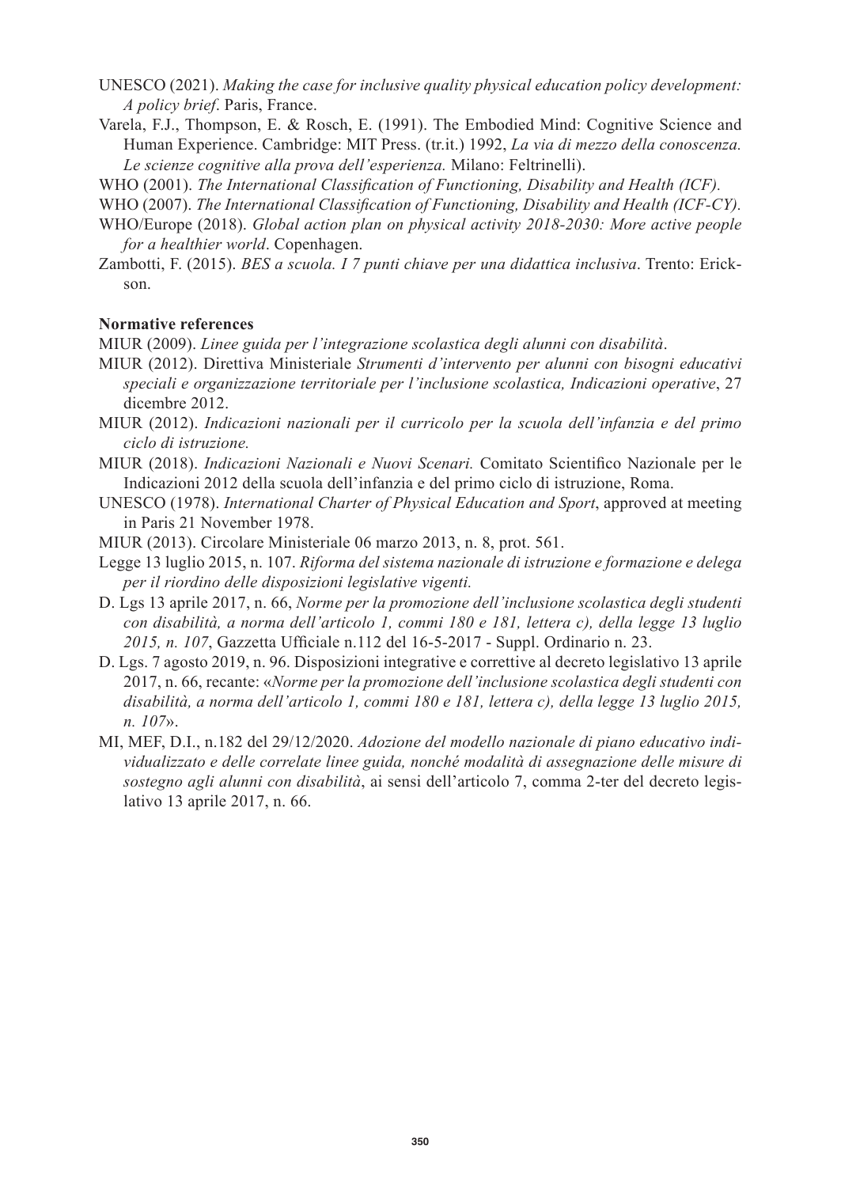UNESCO (2021). *Making the case for inclusive quality physical education policy development: A policy brief*. Paris, France.

Varela, F.J., Thompson, E. & Rosch, E. (1991). The Embodied Mind: Cognitive Science and Human Experience. Cambridge: MIT Press. (tr.it.) 1992, *La via di mezzo della conoscenza. Le scienze cognitive alla prova dell'esperienza.* Milano: Feltrinelli).

WHO (2001). *The International Classification of Functioning, Disability and Health (ICF).*

WHO (2007). *The International Classification of Functioning, Disability and Health (ICF-CY).*

WHO/Europe (2018). *Global action plan on physical activity 2018-2030: More active people for a healthier world*. Copenhagen.

Zambotti, F. (2015). *BES a scuola. I 7 punti chiave per una didattica inclusiva*. Trento: Erickson.

**Normative references**

MIUR (2009). *Linee guida per l'integrazione scolastica degli alunni con disabilità*.

MIUR (2012). Direttiva Ministeriale *Strumenti d'intervento per alunni con bisogni educativi speciali e organizzazione territoriale per l'inclusione scolastica, Indicazioni operative*, 27 dicembre 2012.

MIUR (2012). *Indicazioni nazionali per il curricolo per la scuola dell'infanzia e del primo ciclo di istruzione.*

MIUR (2018). *Indicazioni Nazionali e Nuovi Scenari.* Comitato Scientifico Nazionale per le Indicazioni 2012 della scuola dell'infanzia e del primo ciclo di istruzione, Roma.

UNESCO (1978). *International Charter of Physical Education and Sport*, approved at meeting in Paris 21 November 1978.

MIUR (2013). Circolare Ministeriale 06 marzo 2013, n. 8, prot. 561.

Legge 13 luglio 2015, n. 107. *Riforma del sistema nazionale di istruzione e formazione e delega per il riordino delle disposizioni legislative vigenti.*

D. Lgs 13 aprile 2017, n. 66, *Norme per la promozione dell'inclusione scolastica degli studenti con disabilità, a norma dell'articolo 1, commi 180 e 181, lettera c), della legge 13 luglio 2015, n. 107*, Gazzetta Ufficiale n.112 del 16-5-2017 - Suppl. Ordinario n. 23.

D. Lgs. 7 agosto 2019, n. 96. Disposizioni integrative e correttive al decreto legislativo 13 aprile 2017, n. 66, recante: «*Norme per la promozione dell'inclusione scolastica degli studenti con disabilità, a norma dell'articolo 1, commi 180 e 181, lettera c), della legge 13 luglio 2015, n. 107*».

MI, MEF, D.I., n.182 del 29/12/2020. *Adozione del modello nazionale di piano educativo individualizzato e delle correlate linee guida, nonché modalità di assegnazione delle misure di sostegno agli alunni con disabilità*, ai sensi dell'articolo 7, comma 2-ter del decreto legislativo 13 aprile 2017, n. 66.